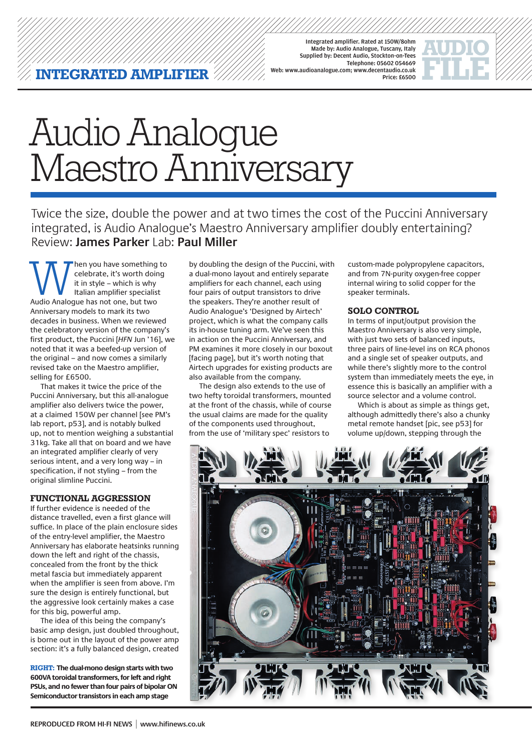INTEGRATED AMPLIFIER

Integrated amplifier. Rated at 150W/8ohm
Made by: Audio Analogue, Tuscany, Italy
Supplied by: Decent Audio, Stockton-on-Tees
Telephone: 05602 054669
Web: www.audioanalogue.com; www.decentaudio.co.uk
Price: £6500

AUDIO FILE

# Audio Analogue Maestro Anniversary

Twice the size, double the power and at two times the cost of the Puccini Anniversary integrated, is Audio Analogue's Maestro Anniversary amplifier doubly entertaining? Review: **James Parker** Lab: **Paul Miller**

When you have something to celebrate, it's worth doing it in style – which is why Italian amplifier specialist Audio Analogue has not one, but two Anniversary models to mark its two decades in business. When we reviewed the celebratory version of the company's first product, the Puccini [*HFN* Jun '16], we noted that it was a beefed-up version of the original – and now comes a similarly revised take on the Maestro amplifier, selling for £6500.

That makes it twice the price of the Puccini Anniversary, but this all-analogue amplifier also delivers twice the power, at a claimed 150W per channel [see PM's lab report, p53], and is notably bulked up, not to mention weighing a substantial 31kg. Take all that on board and we have an integrated amplifier clearly of very serious intent, and a very long way – in specification, if not styling – from the original slimline Puccini.

## FUNCTIONAL AGGRESSION

If further evidence is needed of the distance travelled, even a first glance will suffice. In place of the plain enclosure sides of the entry-level amplifier, the Maestro Anniversary has elaborate heatsinks running down the left and right of the chassis, concealed from the front by the thick metal fascia but immediately apparent when the amplifier is seen from above. I'm sure the design is entirely functional, but the aggressive look certainly makes a case for this big, powerful amp.

The idea of this being the company's basic amp design, just doubled throughout, is borne out in the layout of the power amp section: it's a fully balanced design, created by doubling the design of the Puccini, with a dual-mono layout and entirely separate amplifiers for each channel, each using four pairs of output transistors to drive the speakers. They're another result of Audio Analogue's 'Designed by Airtech' project, which is what the company calls its in-house tuning arm. We've seen this in action on the Puccini Anniversary, and PM examines it more closely in our boxout [facing page], but it's worth noting that Airtech upgrades for existing products are also available from the company.

The design also extends to the use of two hefty toroidal transformers, mounted at the front of the chassis, while of course the usual claims are made for the quality of the components used throughout, from the use of 'military spec' resistors to custom-made polypropylene capacitors, and from 7N-purity oxygen-free copper internal wiring to solid copper for the speaker terminals.

## SOLO CONTROL

In terms of input/output provision the Maestro Anniversary is also very simple, with just two sets of balanced inputs, three pairs of line-level ins on RCA phonos and a single set of speaker outputs, and while there's slightly more to the control system than immediately meets the eye, in essence this is basically an amplifier with a source selector and a volume control.

Which is about as simple as things get, although admittedly there's also a chunky metal remote handset [pic, see p53] for volume up/down, stepping through the

**RIGHT:** **The dual-mono design starts with two 600VA toroidal transformers, for left and right PSUs, and no fewer than four pairs of bipolar ON Semiconductor transistors in each amp stage**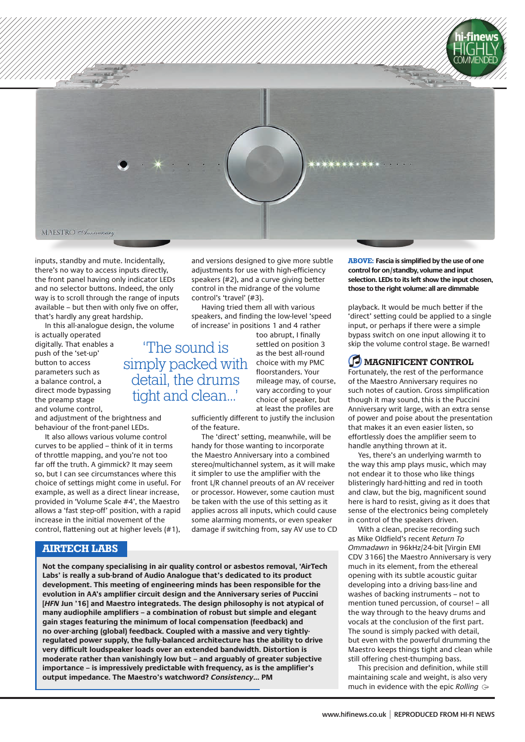inputs, standby and mute. Incidentally, there's no way to access inputs directly, the front panel having only indicator LEDs and no selector buttons. Indeed, the only way is to scroll through the range of inputs available – but then with only five on offer, that's hardly any great hardship.

In this all-analogue design, the volume is actually operated digitally. That enables a push of the 'set-up' button to access parameters such as a balance control, a direct mode bypassing the preamp stage and volume control, and adjustment of the brightness and behaviour of the front-panel LEDs.

It also allows various volume control curves to be applied – think of it in terms of throttle mapping, and you're not too far off the truth. A gimmick? It may seem so, but I can see circumstances where this choice of settings might come in useful. For example, as well as a direct linear increase, provided in 'Volume Scale #4', the Maestro allows a 'fast step-off' position, with a rapid increase in the initial movement of the control, flattening out at higher levels (#1), and versions designed to give more subtle adjustments for use with high-efficiency speakers (#2), and a curve giving better control in the midrange of the volume control's 'travel' (#3).

Having tried them all with various speakers, and finding the low-level 'speed of increase' in positions 1 and 4 rather too abrupt, I finally settled on position 3 as the best all-round choice with my PMC floorstanders. Your mileage may, of course, vary according to your choice of speaker, but at least the profiles are sufficiently different to justify the inclusion of the feature.

> 'The sound is simply packed with detail, the drums tight and clean...'

The 'direct' setting, meanwhile, will be handy for those wanting to incorporate the Maestro Anniversary into a combined stereo/multichannel system, as it will make it simpler to use the amplifier with the front L/R channel preouts of an AV receiver or processor. However, some caution must be taken with the use of this setting as it applies across all inputs, which could cause some alarming moments, or even speaker damage if switching from, say AV use to CD playback. It would be much better if the 'direct' setting could be applied to a single input, or perhaps if there were a simple bypass switch on one input allowing it to skip the volume control stage. Be warned!

**ABOVE: Fascia is simplified by the use of one control for on/standby, volume and input selection. LEDs to its left show the input chosen, those to the right volume: all are dimmable**

## AIRTECH LABS

**Not the company specialising in air quality control or asbestos removal, 'AirTech Labs' is really a sub-brand of Audio Analogue that's dedicated to its product development. This meeting of engineering minds has been responsible for the evolution in AA's amplifier circuit design and the Anniversary series of Puccini [*HFN* Jun '16] and Maestro integrateds. The design philosophy is not atypical of many audiophile amplifiers – a combination of robust but simple and elegant gain stages featuring the minimum of local compensation (feedback) and no over-arching (global) feedback. Coupled with a massive and very tightly-regulated power supply, the fully-balanced architecture has the ability to drive very difficult loudspeaker loads over an extended bandwidth. Distortion is moderate rather than vanishingly low but – and arguably of greater subjective importance – is impressively predictable with frequency, as is the amplifier's output impedance. The Maestro's watchword? *Consistency*... PM**

## MAGNIFICENT CONTROL

Fortunately, the rest of the performance of the Maestro Anniversary requires no such notes of caution. Gross simplification though it may sound, this is the Puccini Anniversary writ large, with an extra sense of power and poise about the presentation that makes it an even easier listen, so effortlessly does the amplifier seem to handle anything thrown at it.

Yes, there's an underlying warmth to the way this amp plays music, which may not endear it to those who like things blisteringly hard-hitting and red in tooth and claw, but the big, magnificent sound here is hard to resist, giving as it does that sense of the electronics being completely in control of the speakers driven.

With a clean, precise recording such as Mike Oldfield's recent *Return To Ommadawn* in 96kHz/24-bit [Virgin EMI CDV 3166] the Maestro Anniversary is very much in its element, from the ethereal opening with its subtle acoustic guitar developing into a driving bass-line and washes of backing instruments – not to mention tuned percussion, of course! – all the way through to the heavy drums and vocals at the conclusion of the first part. The sound is simply packed with detail, but even with the powerful drumming the Maestro keeps things tight and clean while still offering chest-thumping bass.

This precision and definition, while still maintaining scale and weight, is also very much in evidence with the epic *Rolling*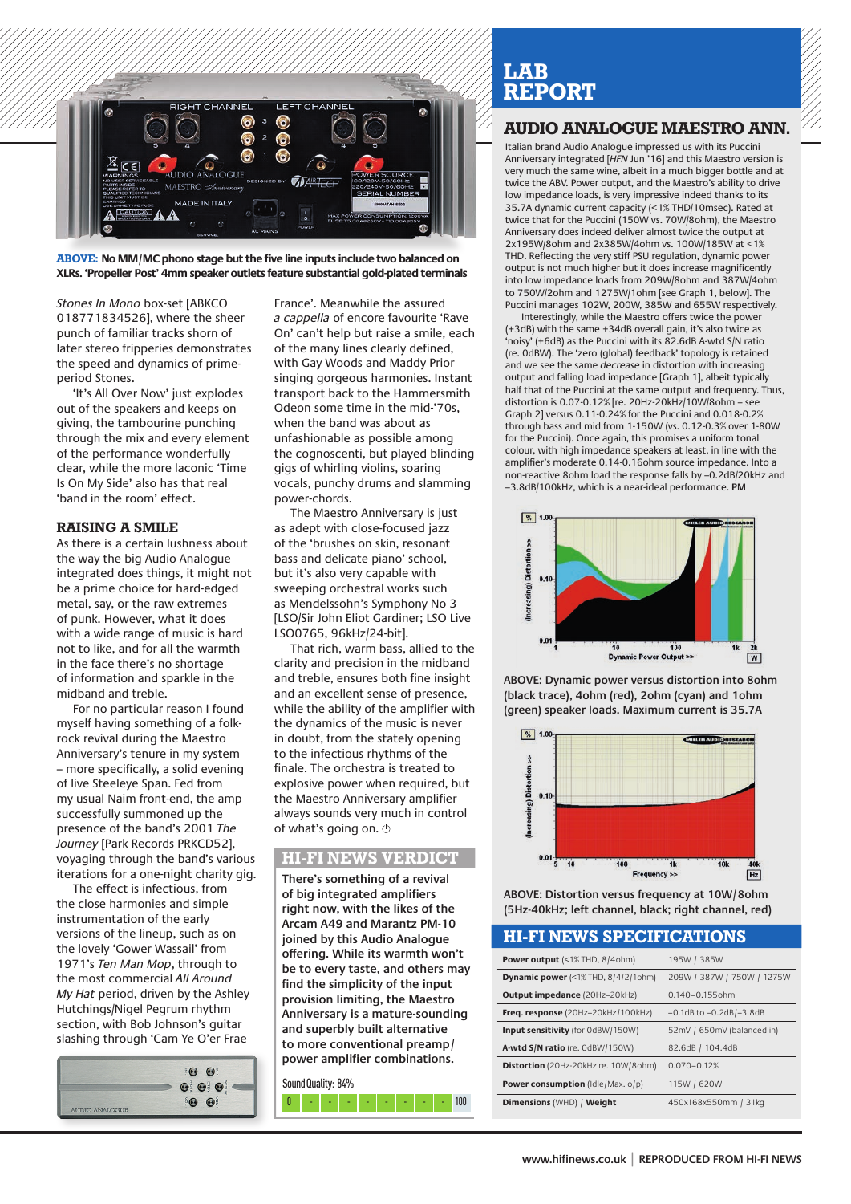**ABOVE:** No MM/MC phono stage but the five line inputs include two balanced on XLRs. 'Propeller Post' 4mm speaker outlets feature substantial gold-plated terminals

*Stones In Mono* box-set [ABKCO 018771834526], where the sheer punch of familiar tracks shorn of later stereo fripperies demonstrates the speed and dynamics of prime-period Stones.

'It's All Over Now' just explodes out of the speakers and keeps on giving, the tambourine punching through the mix and every element of the performance wonderfully clear, while the more laconic 'Time Is On My Side' also has that real 'band in the room' effect.

## RAISING A SMILE

As there is a certain lushness about the way the big Audio Analogue integrated does things, it might not be a prime choice for hard-edged metal, say, or the raw extremes of punk. However, what it does with a wide range of music is hard not to like, and for all the warmth in the face there's no shortage of information and sparkle in the midband and treble.

For no particular reason I found myself having something of a folk-rock revival during the Maestro Anniversary's tenure in my system – more specifically, a solid evening of live Steeleye Span. Fed from my usual Naim front-end, the amp successfully summoned up the presence of the band's 2001 *The Journey* [Park Records PRKCD52], voyaging through the band's various iterations for a one-night charity gig.

The effect is infectious, from the close harmonies and simple instrumentation of the early versions of the lineup, such as on the lovely 'Gower Wassail' from 1971's *Ten Man Mop*, through to the most commercial *All Around My Hat* period, driven by the Ashley Hutchings/Nigel Pegrum rhythm section, with Bob Johnson's guitar slashing through 'Cam Ye O'er Frae France'. Meanwhile the assured *a cappella* of encore favourite 'Rave On' can't help but raise a smile, each of the many lines clearly defined, with Gay Woods and Maddy Prior singing gorgeous harmonies. Instant transport back to the Hammersmith Odeon some time in the mid-'70s, when the band was about as unfashionable as possible among the cognoscenti, but played blinding gigs of whirling violins, soaring vocals, punchy drums and slamming power-chords.

The Maestro Anniversary is just as adept with close-focused jazz of the 'brushes on skin, resonant bass and delicate piano' school, but it's also very capable with sweeping orchestral works such as Mendelssohn's Symphony No 3 [LSO/Sir John Eliot Gardiner; LSO Live LSO0765, 96kHz/24-bit].

That rich, warm bass, allied to the clarity and precision in the midband and treble, ensures both fine insight and an excellent sense of presence, while the ability of the amplifier with the dynamics of the music is never in doubt, from the stately opening to the infectious rhythms of the finale. The orchestra is treated to explosive power when required, but the Maestro Anniversary amplifier always sounds very much in control of what's going on.

## HI-FI NEWS VERDICT

**There's something of a revival of big integrated amplifiers right now, with the likes of the Arcam A49 and Marantz PM-10 joined by this Audio Analogue offering. While its warmth won't be to every taste, and others may find the simplicity of the input provision limiting, the Maestro Anniversary is a mature-sounding and superbly built alternative to more conventional preamp/power amplifier combinations.**

Sound Quality: 84%

0 - - - - - - - - - 100

# LAB REPORT

## AUDIO ANALOGUE MAESTRO ANN.

Italian brand Audio Analogue impressed us with its Puccini Anniversary integrated [*HFN* Jun '16] and this Maestro version is very much the same wine, albeit in a much bigger bottle and at twice the ABV. Power output, and the Maestro's ability to drive low impedance loads, is very impressive indeed thanks to its 35.7A dynamic current capacity (<1% THD/10msec). Rated at twice that for the Puccini (150W vs. 70W/8ohm), the Maestro Anniversary does indeed deliver almost twice the output at 2x195W/8ohm and 2x385W/4ohm vs. 100W/185W at <1% THD. Reflecting the very stiff PSU regulation, dynamic power output is not much higher but it does increase magnificently into low impedance loads from 209W/8ohm and 387W/4ohm to 750W/2ohm and 1275W/1ohm [see Graph 1, below]. The Puccini manages 102W, 200W, 385W and 655W respectively.

Interestingly, while the Maestro offers twice the power (+3dB) with the same +34dB overall gain, it's also twice as 'noisy' (+6dB) as the Puccini with its 82.6dB A-wtd S/N ratio (re. 0dBW). The 'zero (global) feedback' topology is retained and we see the same *decrease* in distortion with increasing output and falling load impedance [Graph 1], albeit typically half that of the Puccini at the same output and frequency. Thus, distortion is 0.07-0.12% [re. 20Hz-20kHz/10W/8ohm – see Graph 2] versus 0.11-0.24% for the Puccini and 0.018-0.2% through bass and mid from 1-150W (vs. 0.12-0.3% over 1-80W for the Puccini). Once again, this promises a uniform tonal colour, with high impedance speakers at least, in line with the amplifier's moderate 0.14-0.16ohm source impedance. Into a non-reactive 8ohm load the response falls by –0.2dB/20kHz and –3.8dB/100kHz, which is a near-ideal performance. **PM**

%
1.00
0.10
0.01
(Increasing) Distortion >>
1
10
100
1k
2k
Dynamic Power Output >>
W
MILLER AUDIO RESEARCH

ABOVE: Dynamic power versus distortion into 8ohm (black trace), 4ohm (red), 2ohm (cyan) and 1ohm (green) speaker loads. Maximum current is 35.7A

%
1.00
0.10
0.01
(Increasing) Distortion >>
5
10
100
1k
10k
40k
Frequency >>
Hz
MILLER AUDIO RESEARCH

ABOVE: Distortion versus frequency at 10W/8ohm (5Hz-40kHz; left channel, black; right channel, red)

## HI-FI NEWS SPECIFICATIONS

| | |
|---|---|
| **Power output** (<1% THD, 8/4ohm) | 195W / 385W |
| **Dynamic power** (<1% THD, 8/4/2/1ohm) | 209W / 387W / 750W / 1275W |
| **Output impedance** (20Hz–20kHz) | 0.140–0.155ohm |
| **Freq. response** (20Hz–20kHz/100kHz) | –0.1dB to –0.2dB/–3.8dB |
| **Input sensitivity** (for 0dBW/150W) | 52mV / 650mV (balanced in) |
| **A-wtd S/N ratio** (re. 0dBW/150W) | 82.6dB / 104.4dB |
| **Distortion** (20Hz-20kHz re. 10W/8ohm) | 0.070–0.12% |
| **Power consumption** (Idle/Max. o/p) | 115W / 620W |
| **Dimensions** (WHD) / **Weight** | 450x168x550mm / 31kg |